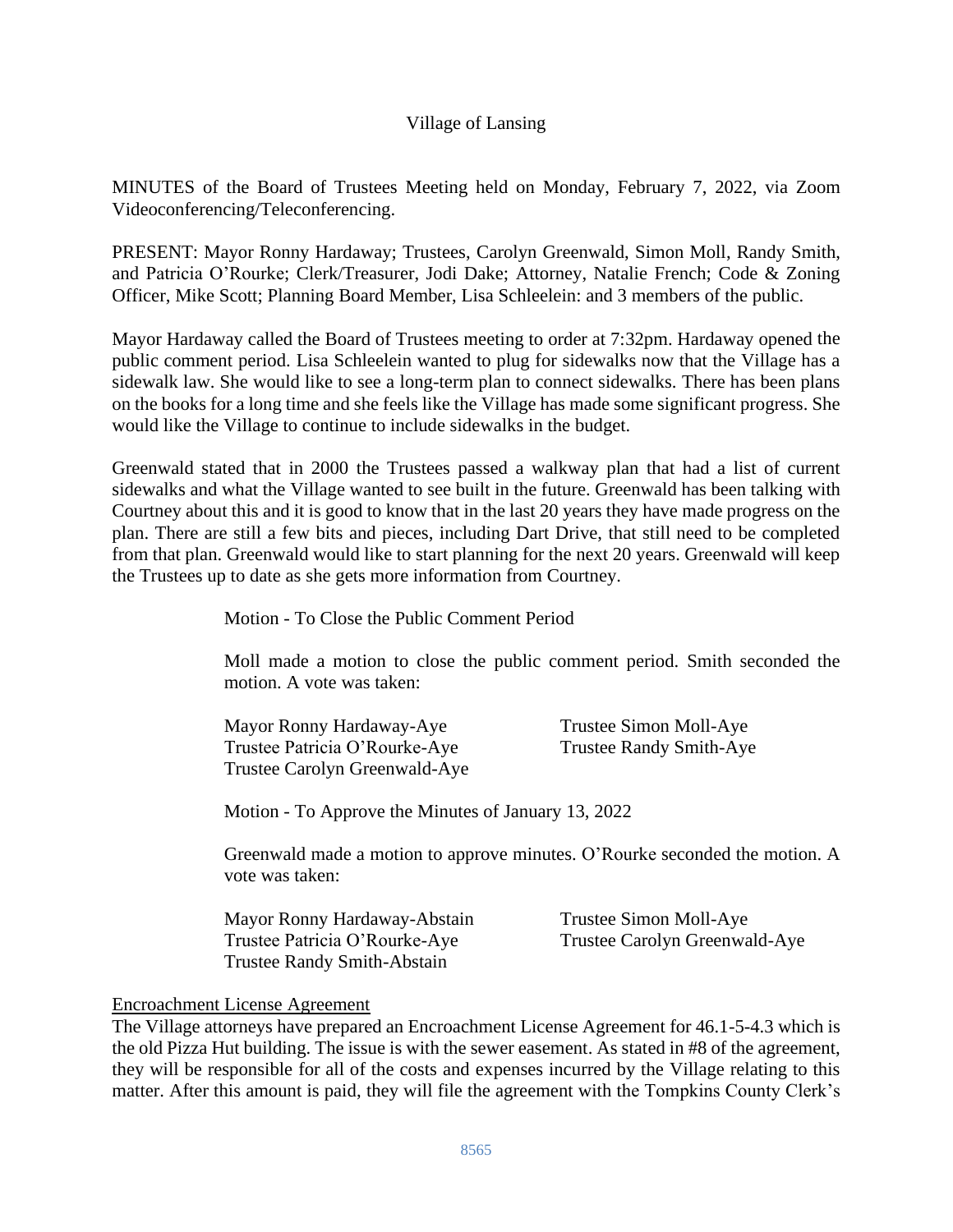Village of Lansing

MINUTES of the Board of Trustees Meeting held on Monday, February 7, 2022, via Zoom Videoconferencing/Teleconferencing.

PRESENT: Mayor Ronny Hardaway; Trustees, Carolyn Greenwald, Simon Moll, Randy Smith, and Patricia O'Rourke; Clerk/Treasurer, Jodi Dake; Attorney, Natalie French; Code & Zoning Officer, Mike Scott; Planning Board Member, Lisa Schleelein: and 3 members of the public.

Mayor Hardaway called the Board of Trustees meeting to order at 7:32pm. Hardaway opened the public comment period. Lisa Schleelein wanted to plug for sidewalks now that the Village has a sidewalk law. She would like to see a long-term plan to connect sidewalks. There has been plans on the books for a long time and she feels like the Village has made some significant progress. She would like the Village to continue to include sidewalks in the budget.

Greenwald stated that in 2000 the Trustees passed a walkway plan that had a list of current sidewalks and what the Village wanted to see built in the future. Greenwald has been talking with Courtney about this and it is good to know that in the last 20 years they have made progress on the plan. There are still a few bits and pieces, including Dart Drive, that still need to be completed from that plan. Greenwald would like to start planning for the next 20 years. Greenwald will keep the Trustees up to date as she gets more information from Courtney.

Motion - To Close the Public Comment Period

Moll made a motion to close the public comment period. Smith seconded the motion. A vote was taken:

Mayor Ronny Hardaway-Aye
Trustee Simon Moll-Aye
Trustee Patricia O'Rourke-Aye
Trustee Randy Smith-Aye
Trustee Carolyn Greenwald-Aye

Motion - To Approve the Minutes of January 13, 2022

Greenwald made a motion to approve minutes. O'Rourke seconded the motion. A vote was taken:

Mayor Ronny Hardaway-Abstain
Trustee Simon Moll-Aye
Trustee Patricia O'Rourke-Aye
Trustee Carolyn Greenwald-Aye
Trustee Randy Smith-Abstain

Encroachment License Agreement

The Village attorneys have prepared an Encroachment License Agreement for 46.1-5-4.3 which is the old Pizza Hut building. The issue is with the sewer easement. As stated in #8 of the agreement, they will be responsible for all of the costs and expenses incurred by the Village relating to this matter. After this amount is paid, they will file the agreement with the Tompkins County Clerk's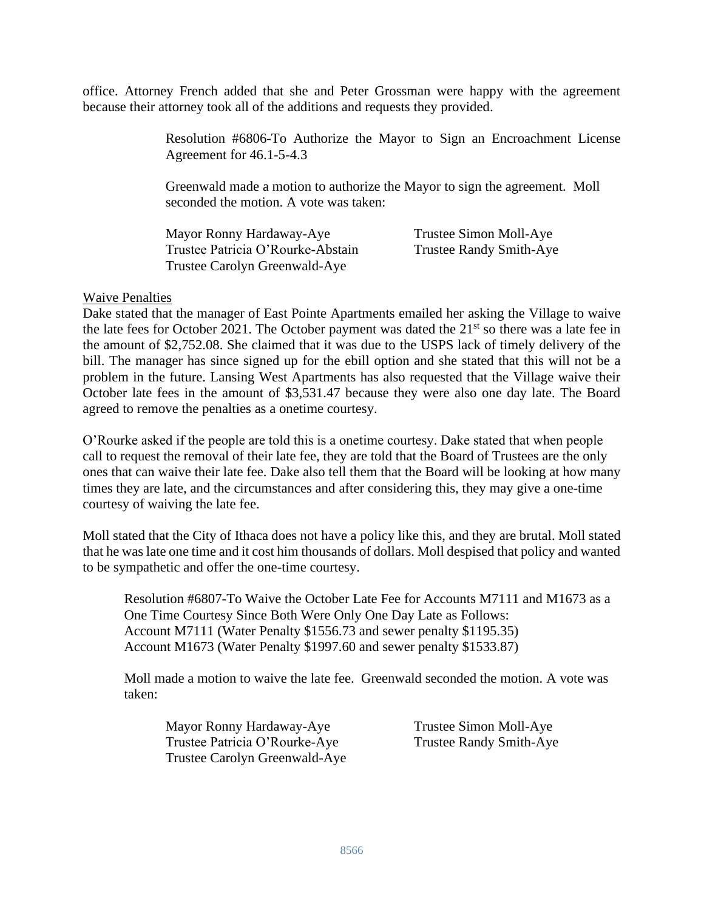office. Attorney French added that she and Peter Grossman were happy with the agreement because their attorney took all of the additions and requests they provided.

Resolution #6806-To Authorize the Mayor to Sign an Encroachment License Agreement for 46.1-5-4.3

Greenwald made a motion to authorize the Mayor to sign the agreement. Moll seconded the motion. A vote was taken:

Mayor Ronny Hardaway-Aye
Trustee Simon Moll-Aye
Trustee Patricia O'Rourke-Abstain
Trustee Randy Smith-Aye
Trustee Carolyn Greenwald-Aye

Waive Penalties

Dake stated that the manager of East Pointe Apartments emailed her asking the Village to waive the late fees for October 2021. The October payment was dated the 21st so there was a late fee in the amount of $2,752.08. She claimed that it was due to the USPS lack of timely delivery of the bill. The manager has since signed up for the ebill option and she stated that this will not be a problem in the future. Lansing West Apartments has also requested that the Village waive their October late fees in the amount of $3,531.47 because they were also one day late. The Board agreed to remove the penalties as a onetime courtesy.

O'Rourke asked if the people are told this is a onetime courtesy. Dake stated that when people call to request the removal of their late fee, they are told that the Board of Trustees are the only ones that can waive their late fee. Dake also tell them that the Board will be looking at how many times they are late, and the circumstances and after considering this, they may give a one-time courtesy of waiving the late fee.

Moll stated that the City of Ithaca does not have a policy like this, and they are brutal. Moll stated that he was late one time and it cost him thousands of dollars. Moll despised that policy and wanted to be sympathetic and offer the one-time courtesy.

Resolution #6807-To Waive the October Late Fee for Accounts M7111 and M1673 as a One Time Courtesy Since Both Were Only One Day Late as Follows:
Account M7111 (Water Penalty $1556.73 and sewer penalty $1195.35)
Account M1673 (Water Penalty $1997.60 and sewer penalty $1533.87)

Moll made a motion to waive the late fee. Greenwald seconded the motion. A vote was taken:

Mayor Ronny Hardaway-Aye
Trustee Simon Moll-Aye
Trustee Patricia O'Rourke-Aye
Trustee Randy Smith-Aye
Trustee Carolyn Greenwald-Aye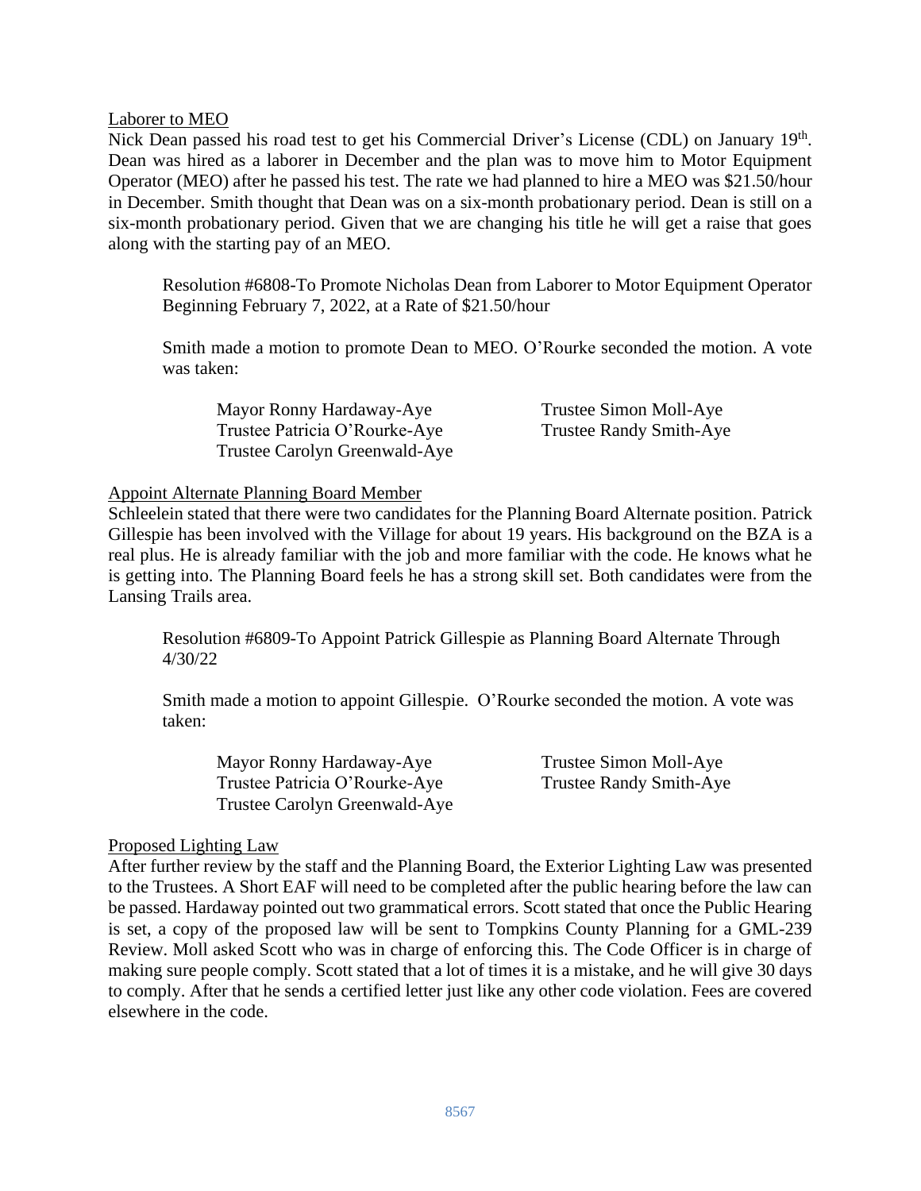Laborer to MEO

Nick Dean passed his road test to get his Commercial Driver's License (CDL) on January 19th. Dean was hired as a laborer in December and the plan was to move him to Motor Equipment Operator (MEO) after he passed his test. The rate we had planned to hire a MEO was $21.50/hour in December. Smith thought that Dean was on a six-month probationary period. Dean is still on a six-month probationary period. Given that we are changing his title he will get a raise that goes along with the starting pay of an MEO.

> Resolution #6808-To Promote Nicholas Dean from Laborer to Motor Equipment Operator Beginning February 7, 2022, at a Rate of $21.50/hour
>
> Smith made a motion to promote Dean to MEO. O'Rourke seconded the motion. A vote was taken:
>
> Mayor Ronny Hardaway-Aye
> Trustee Patricia O'Rourke-Aye
> Trustee Carolyn Greenwald-Aye
> Trustee Simon Moll-Aye
> Trustee Randy Smith-Aye

Appoint Alternate Planning Board Member

Schleelein stated that there were two candidates for the Planning Board Alternate position. Patrick Gillespie has been involved with the Village for about 19 years. His background on the BZA is a real plus. He is already familiar with the job and more familiar with the code. He knows what he is getting into. The Planning Board feels he has a strong skill set. Both candidates were from the Lansing Trails area.

> Resolution #6809-To Appoint Patrick Gillespie as Planning Board Alternate Through 4/30/22
>
> Smith made a motion to appoint Gillespie. O'Rourke seconded the motion. A vote was taken:
>
> Mayor Ronny Hardaway-Aye
> Trustee Patricia O'Rourke-Aye
> Trustee Carolyn Greenwald-Aye
> Trustee Simon Moll-Aye
> Trustee Randy Smith-Aye

Proposed Lighting Law

After further review by the staff and the Planning Board, the Exterior Lighting Law was presented to the Trustees. A Short EAF will need to be completed after the public hearing before the law can be passed. Hardaway pointed out two grammatical errors. Scott stated that once the Public Hearing is set, a copy of the proposed law will be sent to Tompkins County Planning for a GML-239 Review. Moll asked Scott who was in charge of enforcing this. The Code Officer is in charge of making sure people comply. Scott stated that a lot of times it is a mistake, and he will give 30 days to comply. After that he sends a certified letter just like any other code violation. Fees are covered elsewhere in the code.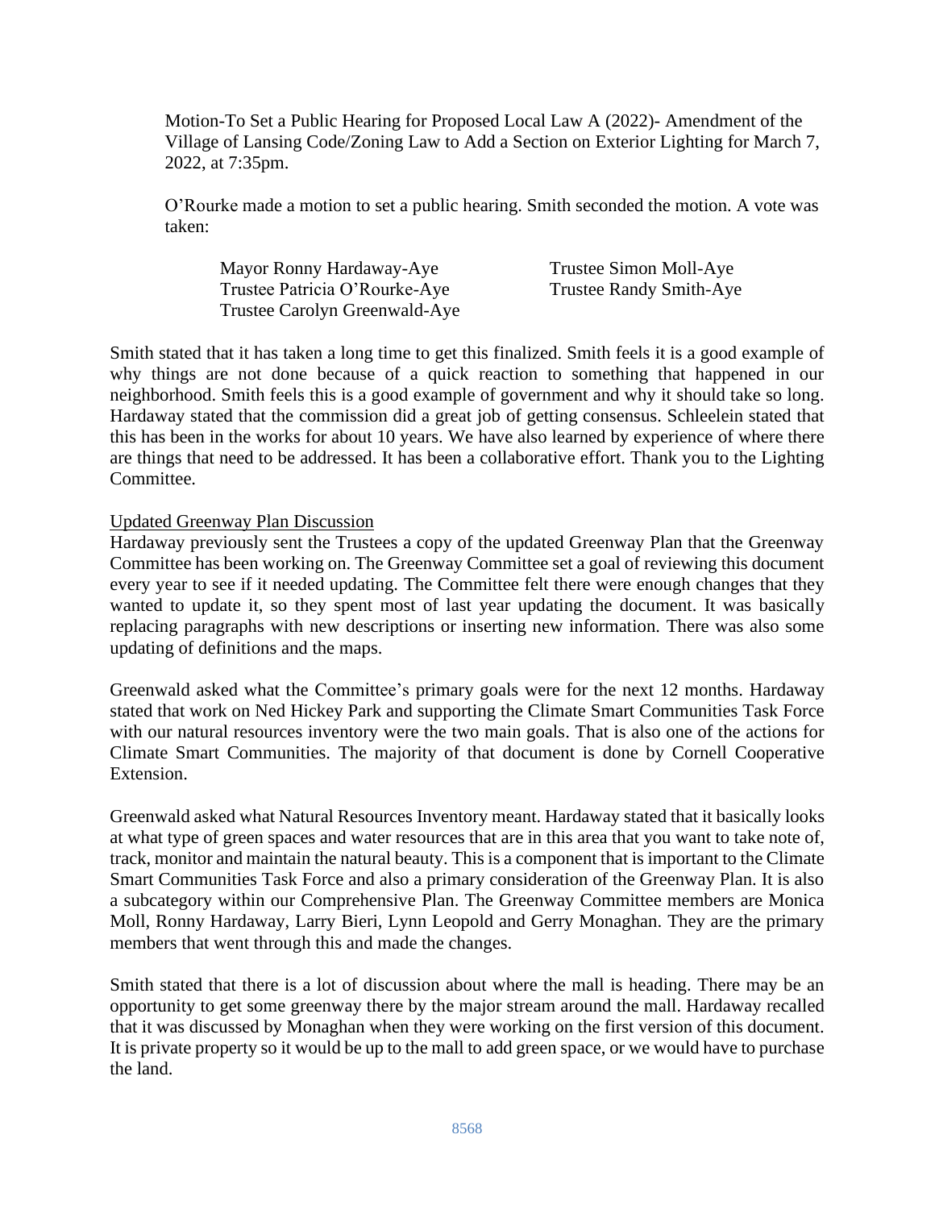Motion-To Set a Public Hearing for Proposed Local Law A (2022)- Amendment of the Village of Lansing Code/Zoning Law to Add a Section on Exterior Lighting for March 7, 2022, at 7:35pm.

O'Rourke made a motion to set a public hearing. Smith seconded the motion. A vote was taken:

Mayor Ronny Hardaway-Aye
Trustee Patricia O'Rourke-Aye
Trustee Carolyn Greenwald-Aye
Trustee Simon Moll-Aye
Trustee Randy Smith-Aye

Smith stated that it has taken a long time to get this finalized. Smith feels it is a good example of why things are not done because of a quick reaction to something that happened in our neighborhood. Smith feels this is a good example of government and why it should take so long. Hardaway stated that the commission did a great job of getting consensus. Schleelein stated that this has been in the works for about 10 years. We have also learned by experience of where there are things that need to be addressed. It has been a collaborative effort. Thank you to the Lighting Committee.

Updated Greenway Plan Discussion

Hardaway previously sent the Trustees a copy of the updated Greenway Plan that the Greenway Committee has been working on. The Greenway Committee set a goal of reviewing this document every year to see if it needed updating. The Committee felt there were enough changes that they wanted to update it, so they spent most of last year updating the document. It was basically replacing paragraphs with new descriptions or inserting new information. There was also some updating of definitions and the maps.

Greenwald asked what the Committee's primary goals were for the next 12 months. Hardaway stated that work on Ned Hickey Park and supporting the Climate Smart Communities Task Force with our natural resources inventory were the two main goals. That is also one of the actions for Climate Smart Communities. The majority of that document is done by Cornell Cooperative Extension.

Greenwald asked what Natural Resources Inventory meant. Hardaway stated that it basically looks at what type of green spaces and water resources that are in this area that you want to take note of, track, monitor and maintain the natural beauty. This is a component that is important to the Climate Smart Communities Task Force and also a primary consideration of the Greenway Plan. It is also a subcategory within our Comprehensive Plan. The Greenway Committee members are Monica Moll, Ronny Hardaway, Larry Bieri, Lynn Leopold and Gerry Monaghan. They are the primary members that went through this and made the changes.

Smith stated that there is a lot of discussion about where the mall is heading. There may be an opportunity to get some greenway there by the major stream around the mall. Hardaway recalled that it was discussed by Monaghan when they were working on the first version of this document. It is private property so it would be up to the mall to add green space, or we would have to purchase the land.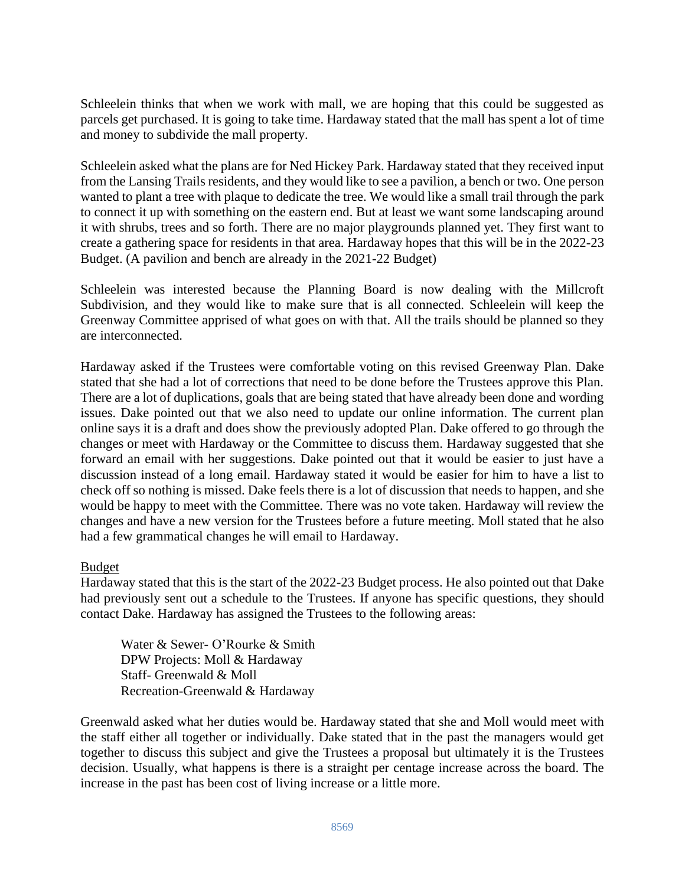Schleelein thinks that when we work with mall, we are hoping that this could be suggested as parcels get purchased. It is going to take time. Hardaway stated that the mall has spent a lot of time and money to subdivide the mall property.

Schleelein asked what the plans are for Ned Hickey Park. Hardaway stated that they received input from the Lansing Trails residents, and they would like to see a pavilion, a bench or two. One person wanted to plant a tree with plaque to dedicate the tree. We would like a small trail through the park to connect it up with something on the eastern end. But at least we want some landscaping around it with shrubs, trees and so forth. There are no major playgrounds planned yet. They first want to create a gathering space for residents in that area. Hardaway hopes that this will be in the 2022-23 Budget. (A pavilion and bench are already in the 2021-22 Budget)

Schleelein was interested because the Planning Board is now dealing with the Millcroft Subdivision, and they would like to make sure that is all connected. Schleelein will keep the Greenway Committee apprised of what goes on with that. All the trails should be planned so they are interconnected.

Hardaway asked if the Trustees were comfortable voting on this revised Greenway Plan. Dake stated that she had a lot of corrections that need to be done before the Trustees approve this Plan. There are a lot of duplications, goals that are being stated that have already been done and wording issues. Dake pointed out that we also need to update our online information. The current plan online says it is a draft and does show the previously adopted Plan. Dake offered to go through the changes or meet with Hardaway or the Committee to discuss them. Hardaway suggested that she forward an email with her suggestions. Dake pointed out that it would be easier to just have a discussion instead of a long email. Hardaway stated it would be easier for him to have a list to check off so nothing is missed. Dake feels there is a lot of discussion that needs to happen, and she would be happy to meet with the Committee. There was no vote taken. Hardaway will review the changes and have a new version for the Trustees before a future meeting. Moll stated that he also had a few grammatical changes he will email to Hardaway.

<u>Budget</u>

Hardaway stated that this is the start of the 2022-23 Budget process. He also pointed out that Dake had previously sent out a schedule to the Trustees. If anyone has specific questions, they should contact Dake. Hardaway has assigned the Trustees to the following areas:

Water & Sewer- O'Rourke & Smith
DPW Projects: Moll & Hardaway
Staff- Greenwald & Moll
Recreation-Greenwald & Hardaway

Greenwald asked what her duties would be. Hardaway stated that she and Moll would meet with the staff either all together or individually. Dake stated that in the past the managers would get together to discuss this subject and give the Trustees a proposal but ultimately it is the Trustees decision. Usually, what happens is there is a straight per centage increase across the board. The increase in the past has been cost of living increase or a little more.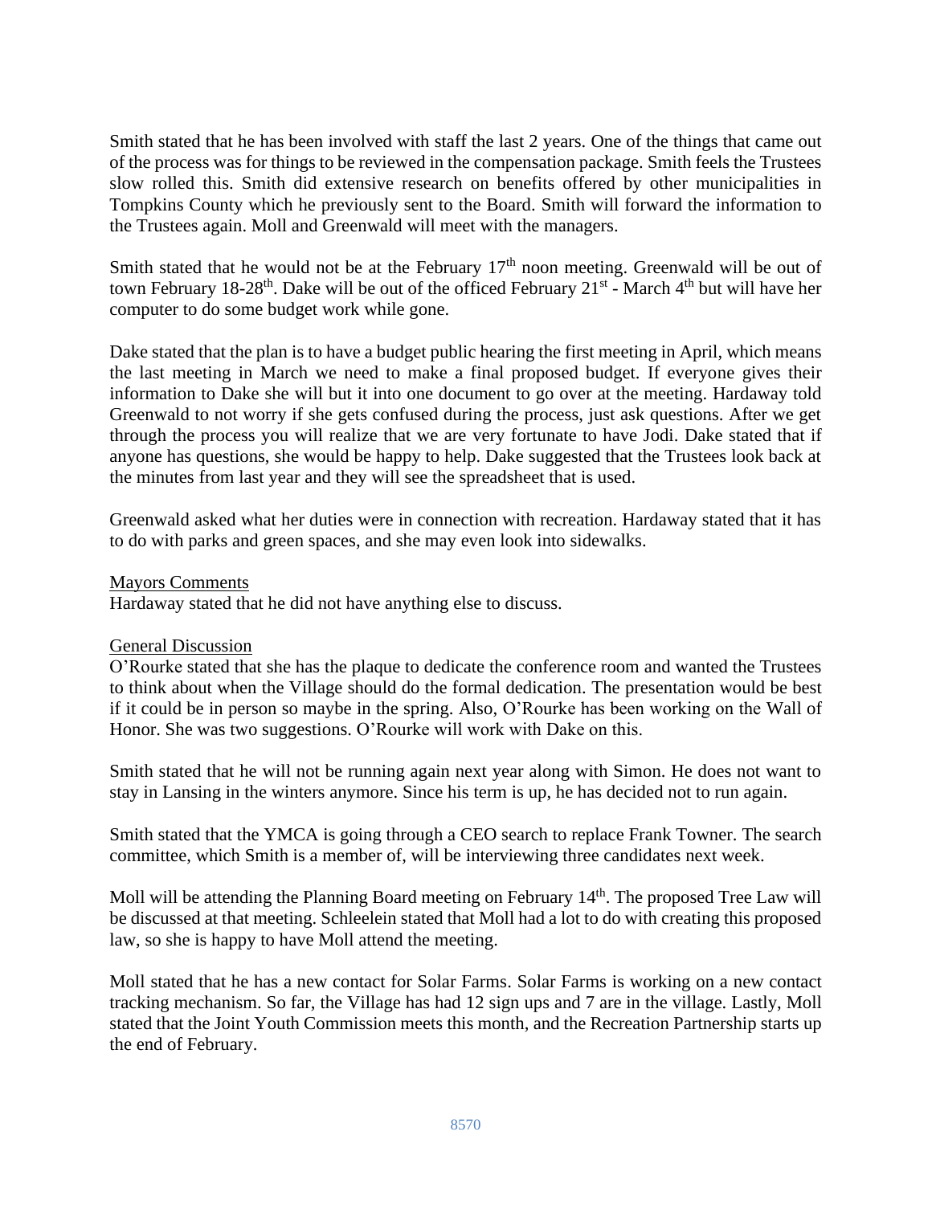Smith stated that he has been involved with staff the last 2 years. One of the things that came out of the process was for things to be reviewed in the compensation package. Smith feels the Trustees slow rolled this. Smith did extensive research on benefits offered by other municipalities in Tompkins County which he previously sent to the Board. Smith will forward the information to the Trustees again. Moll and Greenwald will meet with the managers.

Smith stated that he would not be at the February 17th noon meeting. Greenwald will be out of town February 18-28th. Dake will be out of the officed February 21st - March 4th but will have her computer to do some budget work while gone.

Dake stated that the plan is to have a budget public hearing the first meeting in April, which means the last meeting in March we need to make a final proposed budget. If everyone gives their information to Dake she will but it into one document to go over at the meeting. Hardaway told Greenwald to not worry if she gets confused during the process, just ask questions. After we get through the process you will realize that we are very fortunate to have Jodi. Dake stated that if anyone has questions, she would be happy to help. Dake suggested that the Trustees look back at the minutes from last year and they will see the spreadsheet that is used.

Greenwald asked what her duties were in connection with recreation. Hardaway stated that it has to do with parks and green spaces, and she may even look into sidewalks.

<u>Mayors Comments</u>
Hardaway stated that he did not have anything else to discuss.

<u>General Discussion</u>
O'Rourke stated that she has the plaque to dedicate the conference room and wanted the Trustees to think about when the Village should do the formal dedication. The presentation would be best if it could be in person so maybe in the spring. Also, O'Rourke has been working on the Wall of Honor. She was two suggestions. O'Rourke will work with Dake on this.

Smith stated that he will not be running again next year along with Simon. He does not want to stay in Lansing in the winters anymore. Since his term is up, he has decided not to run again.

Smith stated that the YMCA is going through a CEO search to replace Frank Towner. The search committee, which Smith is a member of, will be interviewing three candidates next week.

Moll will be attending the Planning Board meeting on February 14th. The proposed Tree Law will be discussed at that meeting. Schleelein stated that Moll had a lot to do with creating this proposed law, so she is happy to have Moll attend the meeting.

Moll stated that he has a new contact for Solar Farms. Solar Farms is working on a new contact tracking mechanism. So far, the Village has had 12 sign ups and 7 are in the village. Lastly, Moll stated that the Joint Youth Commission meets this month, and the Recreation Partnership starts up the end of February.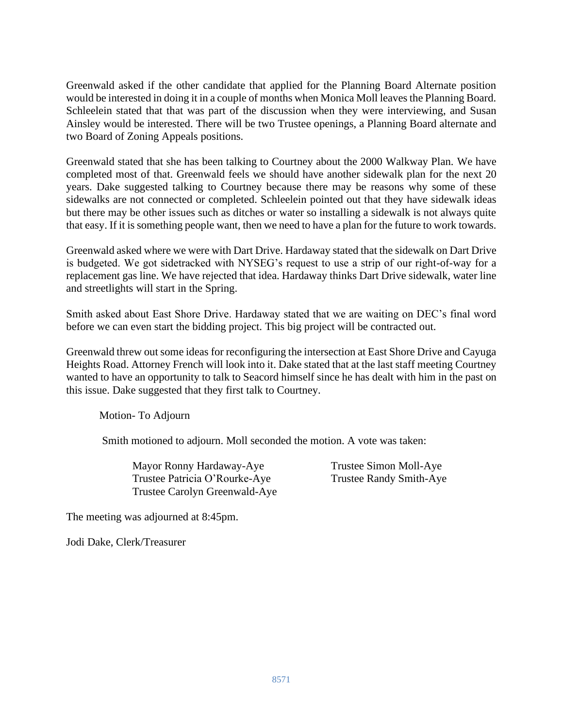Greenwald asked if the other candidate that applied for the Planning Board Alternate position would be interested in doing it in a couple of months when Monica Moll leaves the Planning Board. Schleelein stated that that was part of the discussion when they were interviewing, and Susan Ainsley would be interested. There will be two Trustee openings, a Planning Board alternate and two Board of Zoning Appeals positions.

Greenwald stated that she has been talking to Courtney about the 2000 Walkway Plan. We have completed most of that. Greenwald feels we should have another sidewalk plan for the next 20 years. Dake suggested talking to Courtney because there may be reasons why some of these sidewalks are not connected or completed. Schleelein pointed out that they have sidewalk ideas but there may be other issues such as ditches or water so installing a sidewalk is not always quite that easy. If it is something people want, then we need to have a plan for the future to work towards.

Greenwald asked where we were with Dart Drive. Hardaway stated that the sidewalk on Dart Drive is budgeted. We got sidetracked with NYSEG's request to use a strip of our right-of-way for a replacement gas line. We have rejected that idea. Hardaway thinks Dart Drive sidewalk, water line and streetlights will start in the Spring.

Smith asked about East Shore Drive. Hardaway stated that we are waiting on DEC's final word before we can even start the bidding project. This big project will be contracted out.

Greenwald threw out some ideas for reconfiguring the intersection at East Shore Drive and Cayuga Heights Road. Attorney French will look into it. Dake stated that at the last staff meeting Courtney wanted to have an opportunity to talk to Seacord himself since he has dealt with him in the past on this issue. Dake suggested that they first talk to Courtney.

Motion- To Adjourn

Smith motioned to adjourn. Moll seconded the motion. A vote was taken:

Mayor Ronny Hardaway-Aye
Trustee Patricia O'Rourke-Aye
Trustee Carolyn Greenwald-Aye
Trustee Simon Moll-Aye
Trustee Randy Smith-Aye

The meeting was adjourned at 8:45pm.

Jodi Dake, Clerk/Treasurer